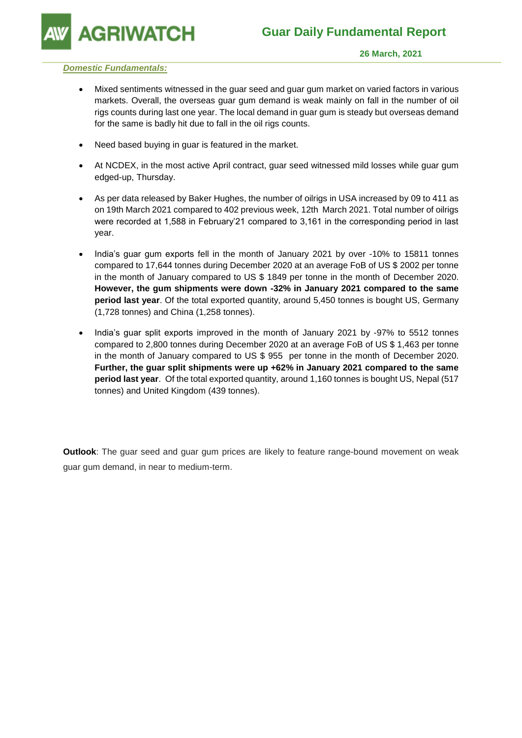# AGRIWATCH

## Guar Daily Fundamental Report

**26 March, 2021**

***Domestic Fundamentals:***

- Mixed sentiments witnessed in the guar seed and guar gum market on varied factors in various markets. Overall, the overseas guar gum demand is weak mainly on fall in the number of oil rigs counts during last one year. The local demand in guar gum is steady but overseas demand for the same is badly hit due to fall in the oil rigs counts.

- Need based buying in guar is featured in the market.

- At NCDEX, in the most active April contract, guar seed witnessed mild losses while guar gum edged-up, Thursday.

- As per data released by Baker Hughes, the number of oilrigs in USA increased by 09 to 411 as on 19th March 2021 compared to 402 previous week, 12th March 2021. Total number of oilrigs were recorded at 1,588 in February'21 compared to 3,161 in the corresponding period in last year.

- India's guar gum exports fell in the month of January 2021 by over -10% to 15811 tonnes compared to 17,644 tonnes during December 2020 at an average FoB of US $ 2002 per tonne in the month of January compared to US $ 1849 per tonne in the month of December 2020. **However, the gum shipments were down -32% in January 2021 compared to the same period last year**. Of the total exported quantity, around 5,450 tonnes is bought US, Germany (1,728 tonnes) and China (1,258 tonnes).

- India's guar split exports improved in the month of January 2021 by -97% to 5512 tonnes compared to 2,800 tonnes during December 2020 at an average FoB of US $ 1,463 per tonne in the month of January compared to US $ 955 per tonne in the month of December 2020. **Further, the guar split shipments were up +62% in January 2021 compared to the same period last year**. Of the total exported quantity, around 1,160 tonnes is bought US, Nepal (517 tonnes) and United Kingdom (439 tonnes).

**Outlook**: The guar seed and guar gum prices are likely to feature range-bound movement on weak guar gum demand, in near to medium-term.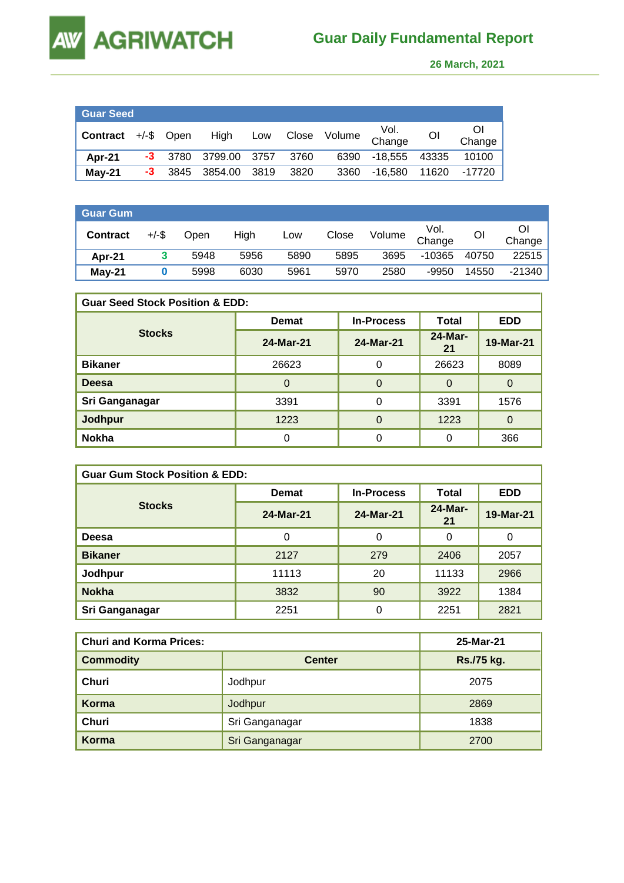# Guar Daily Fundamental Report

26 March, 2021

| Guar Seed | | | | | | | | | |
|---|---|---|---|---|---|---|---|---|---|
| **Contract** | +/-$ | Open | High | Low | Close | Volume | Vol. Change | OI | OI Change |
| **Apr-21** | -3 | 3780 | 3799.00 | 3757 | 3760 | 6390 | -18,555 | 43335 | 10100 |
| **May-21** | -3 | 3845 | 3854.00 | 3819 | 3820 | 3360 | -16,580 | 11620 | -17720 |

| Guar Gum | | | | | | | | | |
|---|---|---|---|---|---|---|---|---|---|
| **Contract** | +/-$ | Open | High | Low | Close | Volume | Vol. Change | OI | OI Change |
| **Apr-21** | 3 | 5948 | 5956 | 5890 | 5895 | 3695 | -10365 | 40750 | 22515 |
| **May-21** | 0 | 5998 | 6030 | 5961 | 5970 | 2580 | -9950 | 14550 | -21340 |

| Guar Seed Stock Position & EDD: | | | | |
|---|---|---|---|---|
| **Stocks** | **Demat** | **In-Process** | **Total** | **EDD** |
| | **24-Mar-21** | **24-Mar-21** | **24-Mar-21** | **19-Mar-21** |
| **Bikaner** | 26623 | 0 | 26623 | 8089 |
| **Deesa** | 0 | 0 | 0 | 0 |
| **Sri Ganganagar** | 3391 | 0 | 3391 | 1576 |
| **Jodhpur** | 1223 | 0 | 1223 | 0 |
| **Nokha** | 0 | 0 | 0 | 366 |

| Guar Gum Stock Position & EDD: | | | | |
|---|---|---|---|---|
| **Stocks** | **Demat** | **In-Process** | **Total** | **EDD** |
| | **24-Mar-21** | **24-Mar-21** | **24-Mar-21** | **19-Mar-21** |
| **Deesa** | 0 | 0 | 0 | 0 |
| **Bikaner** | 2127 | 279 | 2406 | 2057 |
| **Jodhpur** | 11113 | 20 | 11133 | 2966 |
| **Nokha** | 3832 | 90 | 3922 | 1384 |
| **Sri Ganganagar** | 2251 | 0 | 2251 | 2821 |

| Churi and Korma Prices: | | 25-Mar-21 |
|---|---|---|
| **Commodity** | **Center** | **Rs./75 kg.** |
| **Churi** | Jodhpur | 2075 |
| **Korma** | Jodhpur | 2869 |
| **Churi** | Sri Ganganagar | 1838 |
| **Korma** | Sri Ganganagar | 2700 |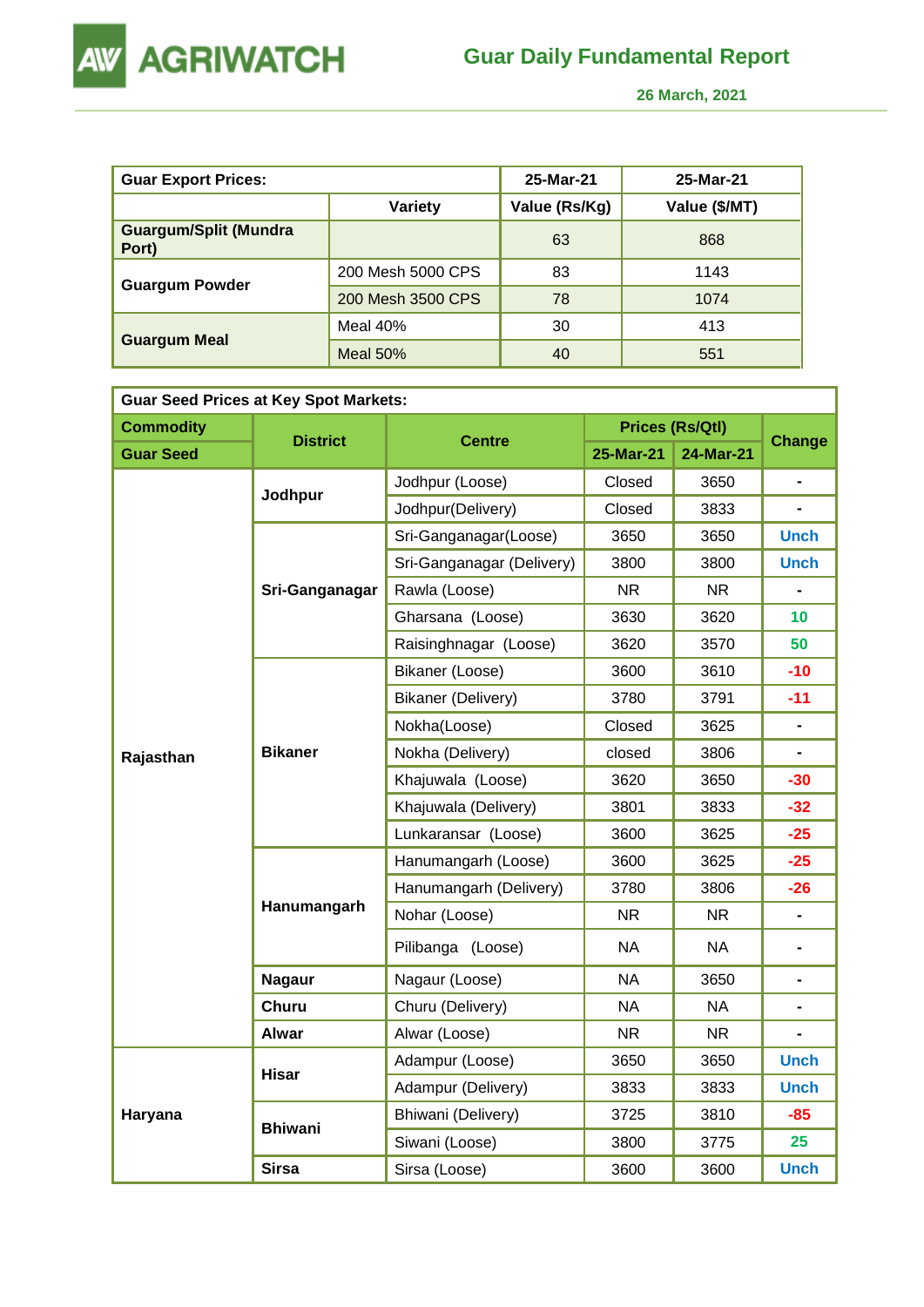# Guar Daily Fundamental Report

26 March, 2021

| Guar Export Prices: | | 25-Mar-21 | 25-Mar-21 |
|---|---|---|---|
| | Variety | Value (Rs/Kg) | Value ($/MT) |
| Guargum/Split (Mundra Port) | | 63 | 868 |
| Guargum Powder | 200 Mesh 5000 CPS | 83 | 1143 |
| | 200 Mesh 3500 CPS | 78 | 1074 |
| Guargum Meal | Meal 40% | 30 | 413 |
| | Meal 50% | 40 | 551 |

**Guar Seed Prices at Key Spot Markets:**

| Commodity / Guar Seed | District | Centre | Prices (Rs/Qtl) 25-Mar-21 | Prices (Rs/Qtl) 24-Mar-21 | Change |
|---|---|---|---|---|---|
| Rajasthan | Jodhpur | Jodhpur (Loose) | Closed | 3650 | - |
| | | Jodhpur(Delivery) | Closed | 3833 | - |
| | Sri-Ganganagar | Sri-Ganganagar(Loose) | 3650 | 3650 | Unch |
| | | Sri-Ganganagar (Delivery) | 3800 | 3800 | Unch |
| | | Rawla (Loose) | NR | NR | - |
| | | Gharsana (Loose) | 3630 | 3620 | 10 |
| | | Raisinghnagar (Loose) | 3620 | 3570 | 50 |
| | Bikaner | Bikaner (Loose) | 3600 | 3610 | -10 |
| | | Bikaner (Delivery) | 3780 | 3791 | -11 |
| | | Nokha(Loose) | Closed | 3625 | - |
| | | Nokha (Delivery) | closed | 3806 | - |
| | | Khajuwala (Loose) | 3620 | 3650 | -30 |
| | | Khajuwala (Delivery) | 3801 | 3833 | -32 |
| | | Lunkaransar (Loose) | 3600 | 3625 | -25 |
| | Hanumangarh | Hanumangarh (Loose) | 3600 | 3625 | -25 |
| | | Hanumangarh (Delivery) | 3780 | 3806 | -26 |
| | | Nohar (Loose) | NR | NR | - |
| | | Pilibanga (Loose) | NA | NA | - |
| | Nagaur | Nagaur (Loose) | NA | 3650 | - |
| | Churu | Churu (Delivery) | NA | NA | - |
| | Alwar | Alwar (Loose) | NR | NR | - |
| Haryana | Hisar | Adampur (Loose) | 3650 | 3650 | Unch |
| | | Adampur (Delivery) | 3833 | 3833 | Unch |
| | Bhiwani | Bhiwani (Delivery) | 3725 | 3810 | -85 |
| | | Siwani (Loose) | 3800 | 3775 | 25 |
| | Sirsa | Sirsa (Loose) | 3600 | 3600 | Unch |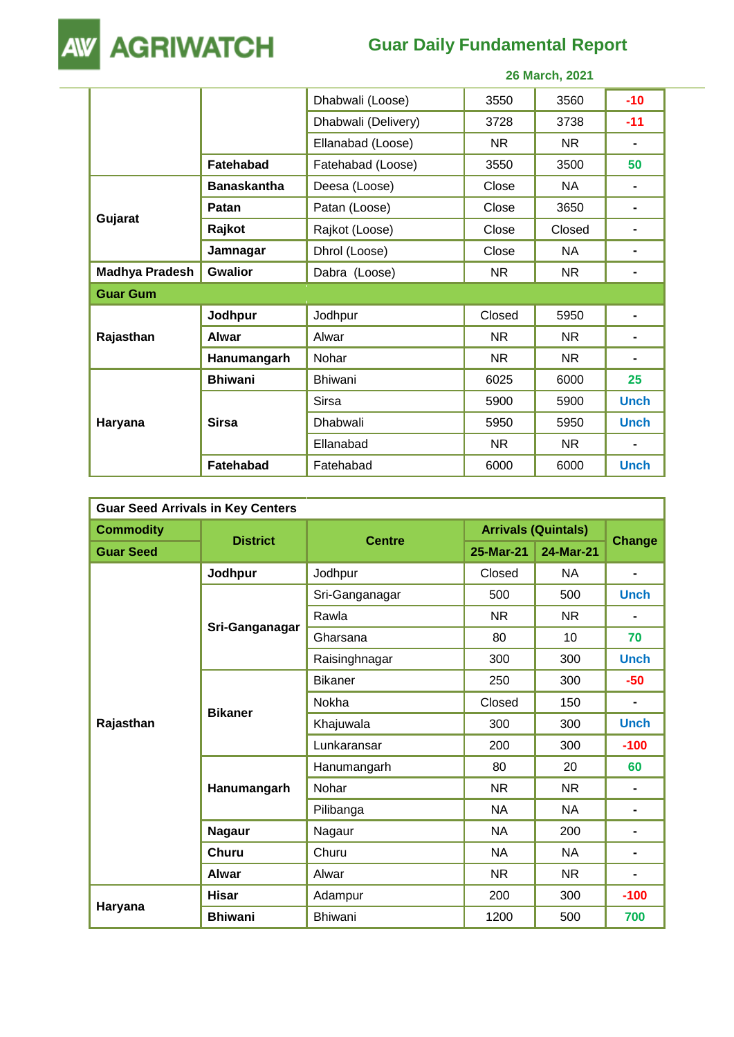| | | Dhabwali (Loose) | 3550 | 3560 | -10 |
|---|---|---|---|---|---|
| | | Dhabwali (Delivery) | 3728 | 3738 | -11 |
| | | Ellanabad (Loose) | NR | NR | - |
| | Fatehabad | Fatehabad (Loose) | 3550 | 3500 | 50 |
| Gujarat | Banaskantha | Deesa (Loose) | Close | NA | - |
| | Patan | Patan (Loose) | Close | 3650 | - |
| | Rajkot | Rajkot (Loose) | Close | Closed | - |
| | Jamnagar | Dhrol (Loose) | Close | NA | - |
| Madhya Pradesh | Gwalior | Dabra (Loose) | NR | NR | - |
| **Guar Gum** | | | | | |
| Rajasthan | Jodhpur | Jodhpur | Closed | 5950 | - |
| | Alwar | Alwar | NR | NR | - |
| | Hanumangarh | Nohar | NR | NR | - |
| Haryana | Bhiwani | Bhiwani | 6025 | 6000 | 25 |
| | Sirsa | Sirsa | 5900 | 5900 | Unch |
| | | Dhabwali | 5950 | 5950 | Unch |
| | | Ellanabad | NR | NR | - |
| | Fatehabad | Fatehabad | 6000 | 6000 | Unch |

| Guar Seed Arrivals in Key Centers | | | | | |
|---|---|---|---|---|---|
| **Commodity** | **District** | **Centre** | **Arrivals (Quintals)** | | **Change** |
| **Guar Seed** | | | **25-Mar-21** | **24-Mar-21** | |
| Rajasthan | Jodhpur | Jodhpur | Closed | NA | - |
| | Sri-Ganganagar | Sri-Ganganagar | 500 | 500 | Unch |
| | | Rawla | NR | NR | - |
| | | Gharsana | 80 | 10 | 70 |
| | | Raisinghnagar | 300 | 300 | Unch |
| | Bikaner | Bikaner | 250 | 300 | -50 |
| | | Nokha | Closed | 150 | - |
| | | Khajuwala | 300 | 300 | Unch |
| | | Lunkaransar | 200 | 300 | -100 |
| | Hanumangarh | Hanumangarh | 80 | 20 | 60 |
| | | Nohar | NR | NR | - |
| | | Pilibanga | NA | NA | - |
| | Nagaur | Nagaur | NA | 200 | - |
| | Churu | Churu | NA | NA | - |
| | Alwar | Alwar | NR | NR | - |
| Haryana | Hisar | Adampur | 200 | 300 | -100 |
| | Bhiwani | Bhiwani | 1200 | 500 | 700 |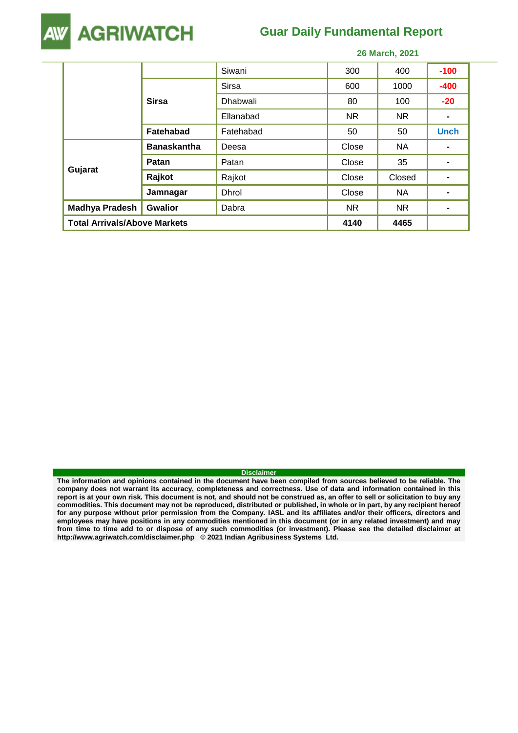| | | | | | |
|---|---|---|---|---|---|
| | | Siwani | 300 | 400 | -100 |
| | Sirsa | Sirsa | 600 | 1000 | -400 |
| | | Dhabwali | 80 | 100 | -20 |
| | | Ellanabad | NR | NR | - |
| | Fatehabad | Fatehabad | 50 | 50 | Unch |
| Gujarat | Banaskantha | Deesa | Close | NA | - |
| | Patan | Patan | Close | 35 | - |
| | Rajkot | Rajkot | Close | Closed | - |
| | Jamnagar | Dhrol | Close | NA | - |
| Madhya Pradesh | Gwalior | Dabra | NR | NR | - |
| **Total Arrivals/Above Markets** | | | **4140** | **4465** | |

**Disclaimer**

**The information and opinions contained in the document have been compiled from sources believed to be reliable. The company does not warrant its accuracy, completeness and correctness. Use of data and information contained in this report is at your own risk. This document is not, and should not be construed as, an offer to sell or solicitation to buy any commodities. This document may not be reproduced, distributed or published, in whole or in part, by any recipient hereof for any purpose without prior permission from the Company. IASL and its affiliates and/or their officers, directors and employees may have positions in any commodities mentioned in this document (or in any related investment) and may from time to time add to or dispose of any such commodities (or investment). Please see the detailed disclaimer at http://www.agriwatch.com/disclaimer.php © 2021 Indian Agribusiness Systems Ltd.**